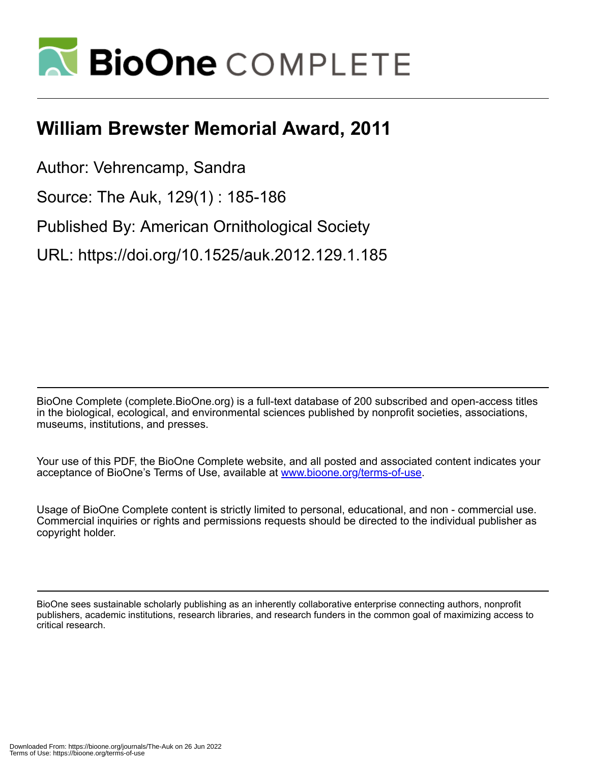# William Brewster Memorial Award, 2011

Author: Vehrencamp, Sandra

Source: The Auk, 129(1) : 185-186

Published By: American Ornithological Society

URL: https://doi.org/10.1525/auk.2012.129.1.185

BioOne Complete (complete.BioOne.org) is a full-text database of 200 subscribed and open-access titles in the biological, ecological, and environmental sciences published by nonprofit societies, associations, museums, institutions, and presses.

Your use of this PDF, the BioOne Complete website, and all posted and associated content indicates your acceptance of BioOne's Terms of Use, available at www.bioone.org/terms-of-use.

Usage of BioOne Complete content is strictly limited to personal, educational, and non - commercial use. Commercial inquiries or rights and permissions requests should be directed to the individual publisher as copyright holder.

BioOne sees sustainable scholarly publishing as an inherently collaborative enterprise connecting authors, nonprofit publishers, academic institutions, research libraries, and research funders in the common goal of maximizing access to critical research.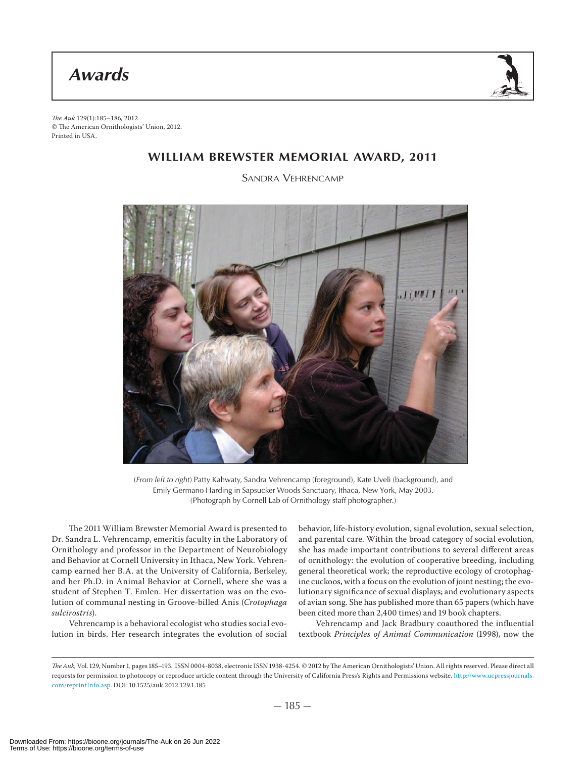# Awards

## WILLIAM BREWSTER MEMORIAL AWARD, 2011

### SANDRA VEHRENCAMP

(*From left to right*) Patty Kahwaty, Sandra Vehrencamp (foreground), Kate Uveli (background), and Emily Germano Harding in Sapsucker Woods Sanctuary, Ithaca, New York, May 2003. (Photograph by Cornell Lab of Ornithology staff photographer.)

The 2011 William Brewster Memorial Award is presented to Dr. Sandra L. Vehrencamp, emeritis faculty in the Laboratory of Ornithology and professor in the Department of Neurobiology and Behavior at Cornell University in Ithaca, New York. Vehrencamp earned her B.A. at the University of California, Berkeley, and her Ph.D. in Animal Behavior at Cornell, where she was a student of Stephen T. Emlen. Her dissertation was on the evolution of communal nesting in Groove-billed Anis (*Crotophaga sulcirostris*).

Vehrencamp is a behavioral ecologist who studies social evolution in birds. Her research integrates the evolution of social behavior, life-history evolution, signal evolution, sexual selection, and parental care. Within the broad category of social evolution, she has made important contributions to several different areas of ornithology: the evolution of cooperative breeding, including general theoretical work; the reproductive ecology of crotophagine cuckoos, with a focus on the evolution of joint nesting; the evolutionary significance of sexual displays; and evolutionary aspects of avian song. She has published more than 65 papers (which have been cited more than 2,400 times) and 19 book chapters.

Vehrencamp and Jack Bradbury coauthored the influential textbook *Principles of Animal Communication* (1998), now the

*The Auk*, Vol. 129, Number 1, pages 185–193. ISSN 0004-8038, electronic ISSN 1938-4254. © 2012 by The American Ornithologists' Union. All rights reserved. Please direct all requests for permission to photocopy or reproduce article content through the University of California Press's Rights and Permissions website, http://www.ucpressjournals.com/reprintInfo.asp. DOI: 10.1525/auk.2012.129.1.185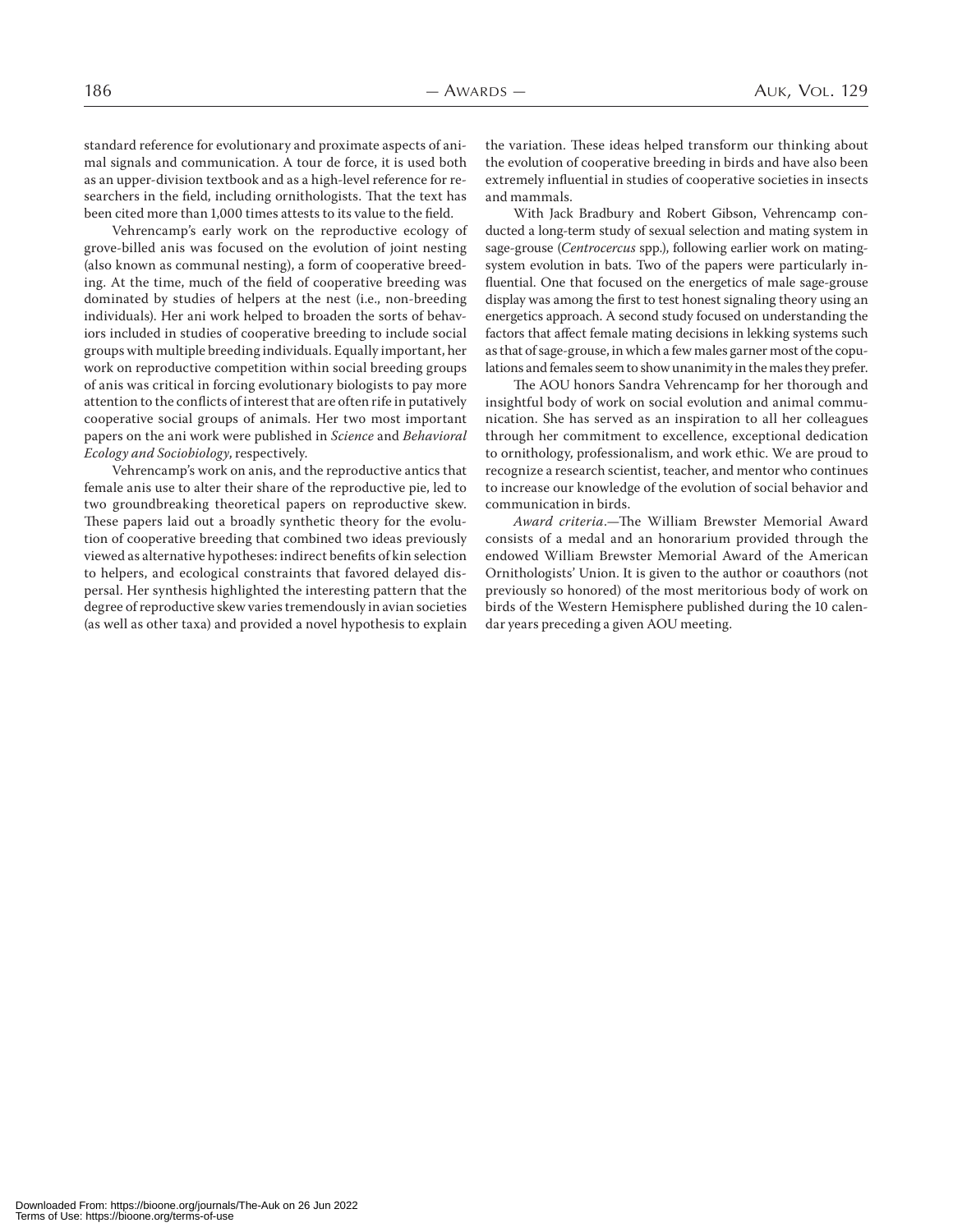standard reference for evolutionary and proximate aspects of animal signals and communication. A tour de force, it is used both as an upper-division textbook and as a high-level reference for researchers in the field, including ornithologists. That the text has been cited more than 1,000 times attests to its value to the field.

Vehrencamp's early work on the reproductive ecology of grove-billed anis was focused on the evolution of joint nesting (also known as communal nesting), a form of cooperative breeding. At the time, much of the field of cooperative breeding was dominated by studies of helpers at the nest (i.e., non-breeding individuals). Her ani work helped to broaden the sorts of behaviors included in studies of cooperative breeding to include social groups with multiple breeding individuals. Equally important, her work on reproductive competition within social breeding groups of anis was critical in forcing evolutionary biologists to pay more attention to the conflicts of interest that are often rife in putatively cooperative social groups of animals. Her two most important papers on the ani work were published in *Science* and *Behavioral Ecology and Sociobiology*, respectively.

Vehrencamp's work on anis, and the reproductive antics that female anis use to alter their share of the reproductive pie, led to two groundbreaking theoretical papers on reproductive skew. These papers laid out a broadly synthetic theory for the evolution of cooperative breeding that combined two ideas previously viewed as alternative hypotheses: indirect benefits of kin selection to helpers, and ecological constraints that favored delayed dispersal. Her synthesis highlighted the interesting pattern that the degree of reproductive skew varies tremendously in avian societies (as well as other taxa) and provided a novel hypothesis to explain the variation. These ideas helped transform our thinking about the evolution of cooperative breeding in birds and have also been extremely influential in studies of cooperative societies in insects and mammals.

With Jack Bradbury and Robert Gibson, Vehrencamp conducted a long-term study of sexual selection and mating system in sage-grouse (*Centrocercus* spp.), following earlier work on mating-system evolution in bats. Two of the papers were particularly influential. One that focused on the energetics of male sage-grouse display was among the first to test honest signaling theory using an energetics approach. A second study focused on understanding the factors that affect female mating decisions in lekking systems such as that of sage-grouse, in which a few males garner most of the copulations and females seem to show unanimity in the males they prefer.

The AOU honors Sandra Vehrencamp for her thorough and insightful body of work on social evolution and animal communication. She has served as an inspiration to all her colleagues through her commitment to excellence, exceptional dedication to ornithology, professionalism, and work ethic. We are proud to recognize a research scientist, teacher, and mentor who continues to increase our knowledge of the evolution of social behavior and communication in birds.

*Award criteria.*—The William Brewster Memorial Award consists of a medal and an honorarium provided through the endowed William Brewster Memorial Award of the American Ornithologists' Union. It is given to the author or coauthors (not previously so honored) of the most meritorious body of work on birds of the Western Hemisphere published during the 10 calendar years preceding a given AOU meeting.